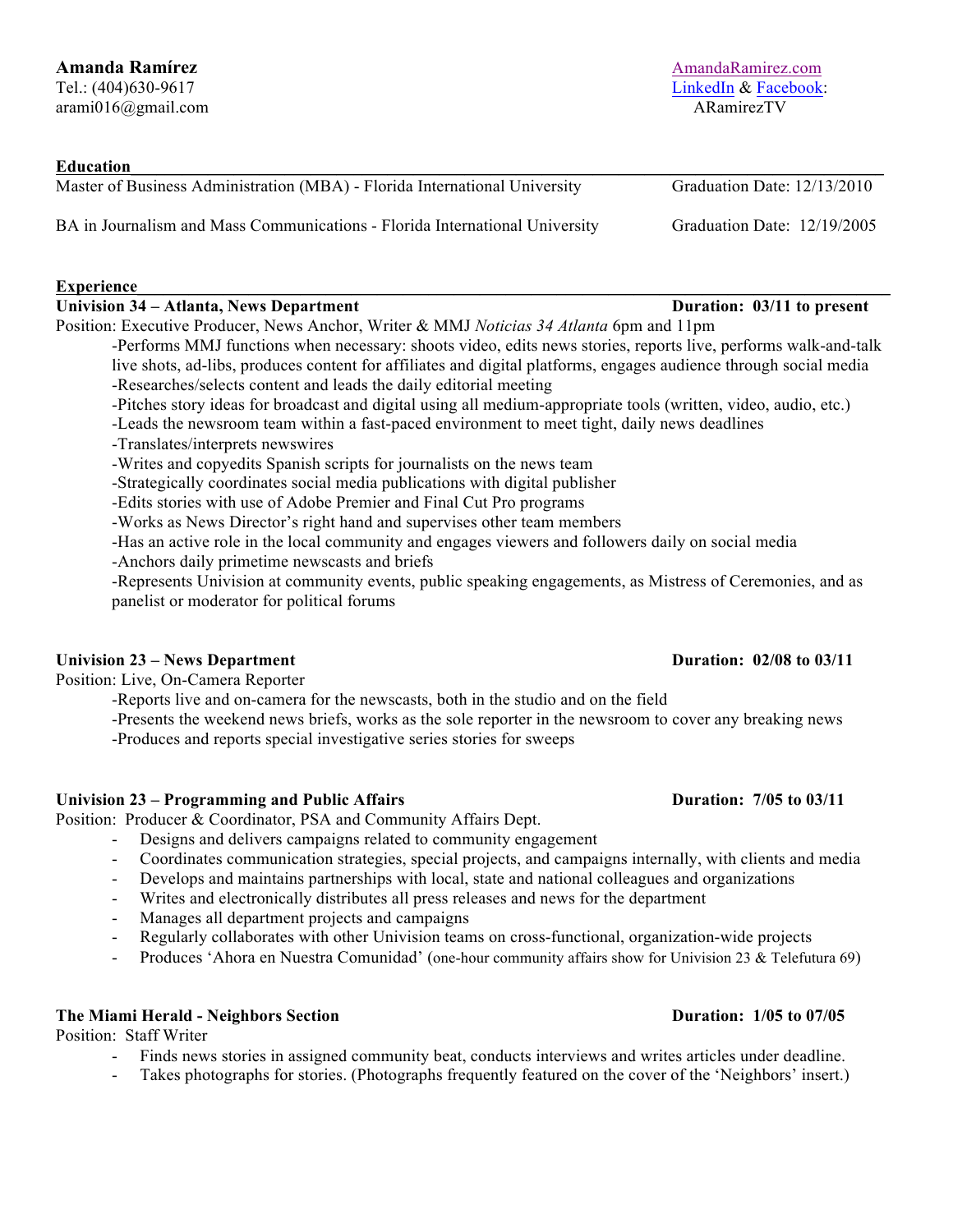**Amanda Ramírez**
Tel.: (404)630-9617
arami016@gmail.com

AmandaRamirez.com
LinkedIn & Facebook: ARamirezTV

## Education

Master of Business Administration (MBA) - Florida International University — Graduation Date: 12/13/2010

BA in Journalism and Mass Communications - Florida International University — Graduation Date: 12/19/2005

## Experience

**Univision 34 – Atlanta, News Department** — **Duration: 03/11 to present**

Position: Executive Producer, News Anchor, Writer & MMJ *Noticias 34 Atlanta* 6pm and 11pm

- -Performs MMJ functions when necessary: shoots video, edits news stories, reports live, performs walk-and-talk live shots, ad-libs, produces content for affiliates and digital platforms, engages audience through social media
- -Researches/selects content and leads the daily editorial meeting
- -Pitches story ideas for broadcast and digital using all medium-appropriate tools (written, video, audio, etc.)
- -Leads the newsroom team within a fast-paced environment to meet tight, daily news deadlines
- -Translates/interprets newswires
- -Writes and copyedits Spanish scripts for journalists on the news team
- -Strategically coordinates social media publications with digital publisher
- -Edits stories with use of Adobe Premier and Final Cut Pro programs
- -Works as News Director's right hand and supervises other team members
- -Has an active role in the local community and engages viewers and followers daily on social media
- -Anchors daily primetime newscasts and briefs
- -Represents Univision at community events, public speaking engagements, as Mistress of Ceremonies, and as panelist or moderator for political forums

**Univision 23 – News Department** — **Duration: 02/08 to 03/11**

Position: Live, On-Camera Reporter

- -Reports live and on-camera for the newscasts, both in the studio and on the field
- -Presents the weekend news briefs, works as the sole reporter in the newsroom to cover any breaking news
- -Produces and reports special investigative series stories for sweeps

**Univision 23 – Programming and Public Affairs** — **Duration: 7/05 to 03/11**

Position: Producer & Coordinator, PSA and Community Affairs Dept.

- Designs and delivers campaigns related to community engagement
- Coordinates communication strategies, special projects, and campaigns internally, with clients and media
- Develops and maintains partnerships with local, state and national colleagues and organizations
- Writes and electronically distributes all press releases and news for the department
- Manages all department projects and campaigns
- Regularly collaborates with other Univision teams on cross-functional, organization-wide projects
- Produces 'Ahora en Nuestra Comunidad' (one-hour community affairs show for Univision 23 & Telefutura 69)

**The Miami Herald - Neighbors Section** — **Duration: 1/05 to 07/05**

Position: Staff Writer

- Finds news stories in assigned community beat, conducts interviews and writes articles under deadline.
- Takes photographs for stories. (Photographs frequently featured on the cover of the 'Neighbors' insert.)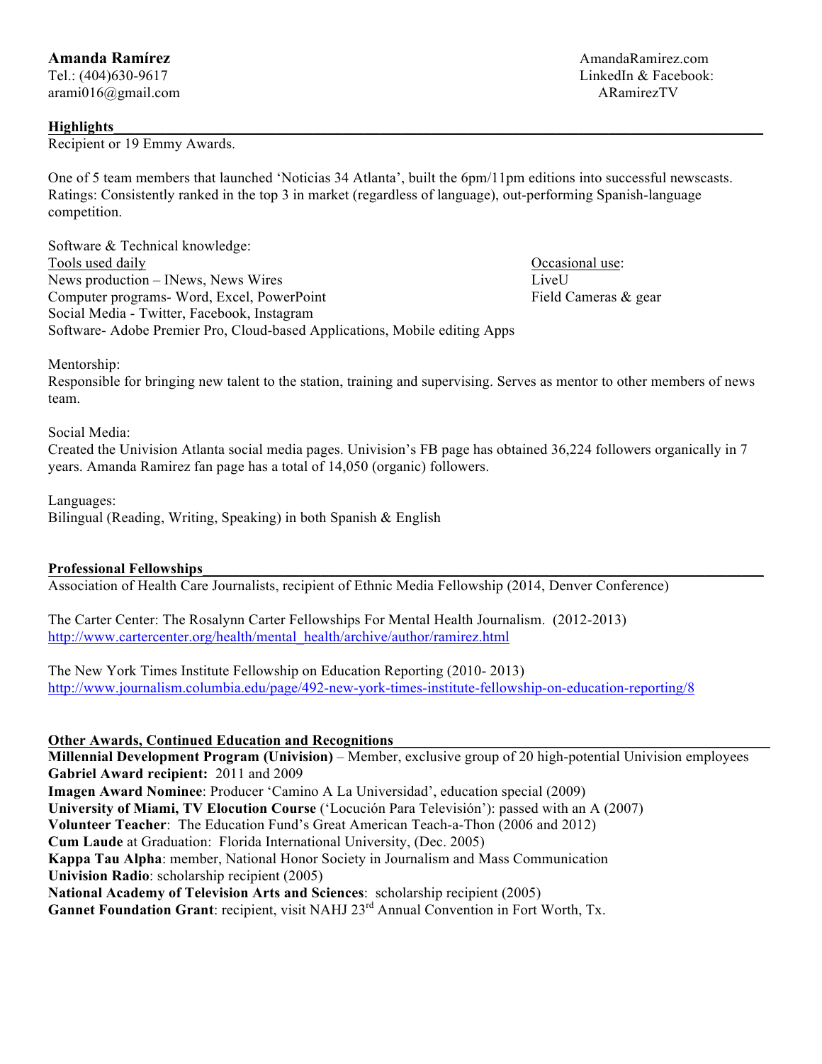**Amanda Ramírez**
Tel.: (404)630-9617
arami016@gmail.com

AmandaRamirez.com
LinkedIn & Facebook:
ARamirezTV

## Highlights

Recipient or 19 Emmy Awards.

One of 5 team members that launched 'Noticias 34 Atlanta', built the 6pm/11pm editions into successful newscasts. Ratings: Consistently ranked in the top 3 in market (regardless of language), out-performing Spanish-language competition.

Software & Technical knowledge:

Tools used daily
News production – INews, News Wires
Computer programs- Word, Excel, PowerPoint
Social Media - Twitter, Facebook, Instagram
Software- Adobe Premier Pro, Cloud-based Applications, Mobile editing Apps

Occasional use:
LiveU
Field Cameras & gear

Mentorship:
Responsible for bringing new talent to the station, training and supervising. Serves as mentor to other members of news team.

Social Media:
Created the Univision Atlanta social media pages. Univision's FB page has obtained 36,224 followers organically in 7 years. Amanda Ramirez fan page has a total of 14,050 (organic) followers.

Languages:
Bilingual (Reading, Writing, Speaking) in both Spanish & English

## Professional Fellowships

Association of Health Care Journalists, recipient of Ethnic Media Fellowship (2014, Denver Conference)

The Carter Center: The Rosalynn Carter Fellowships For Mental Health Journalism. (2012-2013)
http://www.cartercenter.org/health/mental_health/archive/author/ramirez.html

The New York Times Institute Fellowship on Education Reporting (2010- 2013)
http://www.journalism.columbia.edu/page/492-new-york-times-institute-fellowship-on-education-reporting/8

## Other Awards, Continued Education and Recognitions

**Millennial Development Program (Univision)** – Member, exclusive group of 20 high-potential Univision employees
**Gabriel Award recipient:** 2011 and 2009
**Imagen Award Nominee**: Producer 'Camino A La Universidad', education special (2009)
**University of Miami, TV Elocution Course** ('Locución Para Televisión'): passed with an A (2007)
**Volunteer Teacher**: The Education Fund's Great American Teach-a-Thon (2006 and 2012)
**Cum Laude** at Graduation: Florida International University, (Dec. 2005)
**Kappa Tau Alpha**: member, National Honor Society in Journalism and Mass Communication
**Univision Radio**: scholarship recipient (2005)
**National Academy of Television Arts and Sciences**: scholarship recipient (2005)
**Gannet Foundation Grant**: recipient, visit NAHJ 23rd Annual Convention in Fort Worth, Tx.